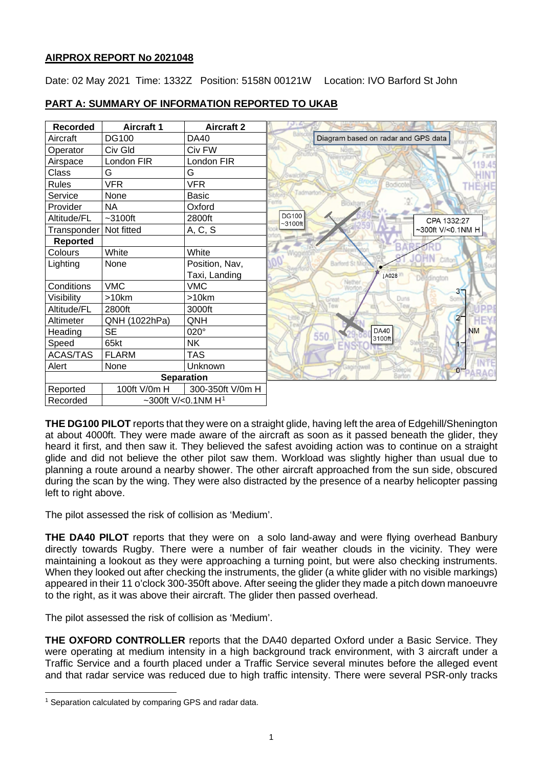# AIRPROX REPORT No 2021048

Date: 02 May 2021 Time: 1332Z Position: 5158N 00121W Location: IVO Barford St John

## PART A: SUMMARY OF INFORMATION REPORTED TO UKAB

| Recorded | Aircraft 1 | Aircraft 2 |
|---|---|---|
| Aircraft | DG100 | DA40 |
| Operator | Civ Gld | Civ FW |
| Airspace | London FIR | London FIR |
| Class | G | G |
| Rules | VFR | VFR |
| Service | None | Basic |
| Provider | NA | Oxford |
| Altitude/FL | ~3100ft | 2800ft |
| Transponder | Not fitted | A, C, S |
| **Reported** | | |
| Colours | White | White |
| Lighting | None | Position, Nav, Taxi, Landing |
| Conditions | VMC | VMC |
| Visibility | >10km | >10km |
| Altitude/FL | 2800ft | 3000ft |
| Altimeter | QNH (1022hPa) | QNH |
| Heading | SE | 020° |
| Speed | 65kt | NK |
| ACAS/TAS | FLARM | TAS |
| Alert | None | Unknown |
| **Separation** | | |
| Reported | 100ft V/0m H | 300-350ft V/0m H |
| Recorded | ~300ft V/<0.1NM H[1] | |

Diagram based on radar and GPS data

DG100 ~3100ft

CPA 1332:27 ~300ft V/<0.1NM H

DA40 3100ft

**THE DG100 PILOT** reports that they were on a straight glide, having left the area of Edgehill/Shenington at about 4000ft. They were made aware of the aircraft as soon as it passed beneath the glider, they heard it first, and then saw it. They believed the safest avoiding action was to continue on a straight glide and did not believe the other pilot saw them. Workload was slightly higher than usual due to planning a route around a nearby shower. The other aircraft approached from the sun side, obscured during the scan by the wing. They were also distracted by the presence of a nearby helicopter passing left to right above.

The pilot assessed the risk of collision as 'Medium'.

**THE DA40 PILOT** reports that they were on a solo land-away and were flying overhead Banbury directly towards Rugby. There were a number of fair weather clouds in the vicinity. They were maintaining a lookout as they were approaching a turning point, but were also checking instruments. When they looked out after checking the instruments, the glider (a white glider with no visible markings) appeared in their 11 o'clock 300-350ft above. After seeing the glider they made a pitch down manoeuvre to the right, as it was above their aircraft. The glider then passed overhead.

The pilot assessed the risk of collision as 'Medium'.

**THE OXFORD CONTROLLER** reports that the DA40 departed Oxford under a Basic Service. They were operating at medium intensity in a high background track environment, with 3 aircraft under a Traffic Service and a fourth placed under a Traffic Service several minutes before the alleged event and that radar service was reduced due to high traffic intensity. There were several PSR-only tracks

[1] Separation calculated by comparing GPS and radar data.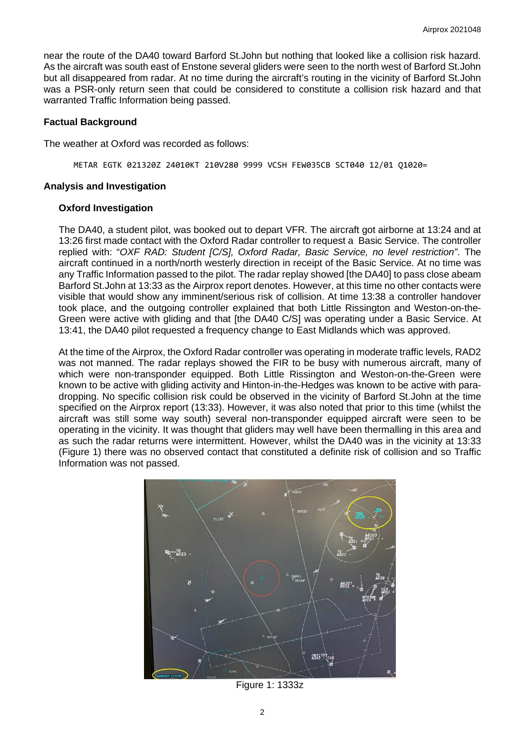near the route of the DA40 toward Barford St.John but nothing that looked like a collision risk hazard. As the aircraft was south east of Enstone several gliders were seen to the north west of Barford St.John but all disappeared from radar. At no time during the aircraft's routing in the vicinity of Barford St.John was a PSR-only return seen that could be considered to constitute a collision risk hazard and that warranted Traffic Information being passed.

## Factual Background

The weather at Oxford was recorded as follows:

```
METAR EGTK 021320Z 24010KT 210V280 9999 VCSH FEW035CB SCT040 12/01 Q1020=
```

## Analysis and Investigation

### Oxford Investigation

The DA40, a student pilot, was booked out to depart VFR. The aircraft got airborne at 13:24 and at 13:26 first made contact with the Oxford Radar controller to request a Basic Service. The controller replied with: "*OXF RAD: Student [C/S], Oxford Radar, Basic Service, no level restriction*". The aircraft continued in a north/north westerly direction in receipt of the Basic Service. At no time was any Traffic Information passed to the pilot. The radar replay showed [the DA40] to pass close abeam Barford St.John at 13:33 as the Airprox report denotes. However, at this time no other contacts were visible that would show any imminent/serious risk of collision. At time 13:38 a controller handover took place, and the outgoing controller explained that both Little Rissington and Weston-on-the-Green were active with gliding and that [the DA40 C/S] was operating under a Basic Service. At 13:41, the DA40 pilot requested a frequency change to East Midlands which was approved.

At the time of the Airprox, the Oxford Radar controller was operating in moderate traffic levels, RAD2 was not manned. The radar replays showed the FIR to be busy with numerous aircraft, many of which were non-transponder equipped. Both Little Rissington and Weston-on-the-Green were known to be active with gliding activity and Hinton-in-the-Hedges was known to be active with para-dropping. No specific collision risk could be observed in the vicinity of Barford St.John at the time specified on the Airprox report (13:33). However, it was also noted that prior to this time (whilst the aircraft was still some way south) several non-transponder equipped aircraft were seen to be operating in the vicinity. It was thought that gliders may well have been thermalling in this area and as such the radar returns were intermittent. However, whilst the DA40 was in the vicinity at 13:33 (Figure 1) there was no observed contact that constituted a definite risk of collision and so Traffic Information was not passed.

Figure 1: 1333z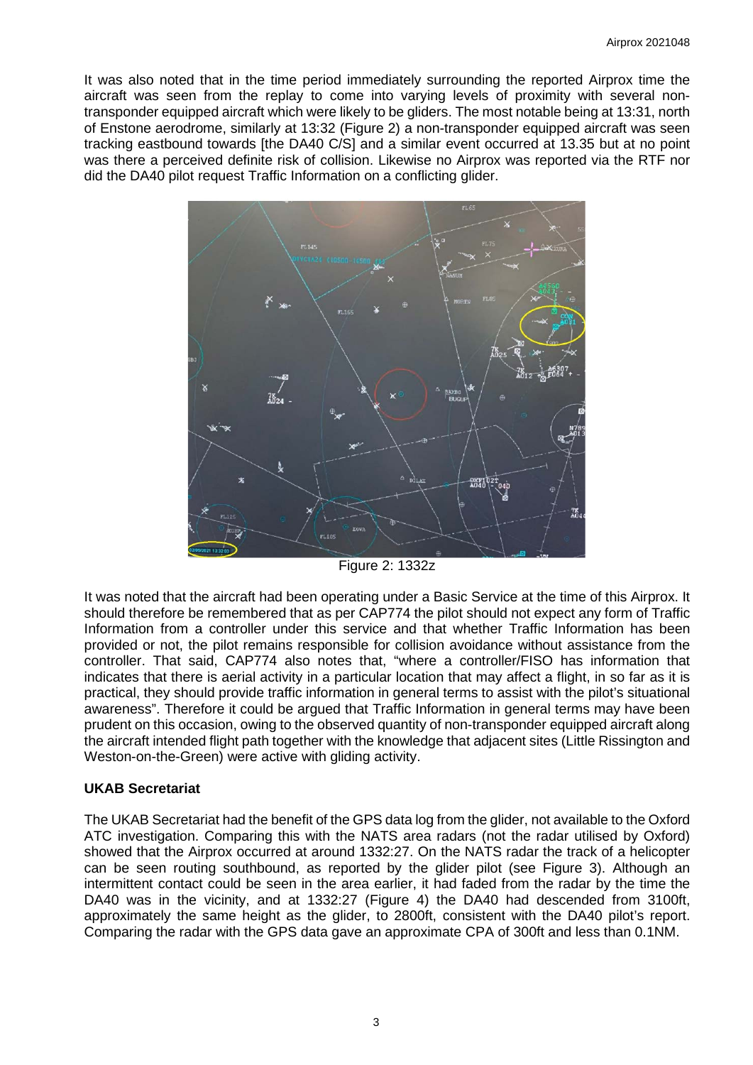It was also noted that in the time period immediately surrounding the reported Airprox time the aircraft was seen from the replay to come into varying levels of proximity with several non-transponder equipped aircraft which were likely to be gliders. The most notable being at 13:31, north of Enstone aerodrome, similarly at 13:32 (Figure 2) a non-transponder equipped aircraft was seen tracking eastbound towards [the DA40 C/S] and a similar event occurred at 13.35 but at no point was there a perceived definite risk of collision. Likewise no Airprox was reported via the RTF nor did the DA40 pilot request Traffic Information on a conflicting glider.

Figure 2: 1332z

It was noted that the aircraft had been operating under a Basic Service at the time of this Airprox. It should therefore be remembered that as per CAP774 the pilot should not expect any form of Traffic Information from a controller under this service and that whether Traffic Information has been provided or not, the pilot remains responsible for collision avoidance without assistance from the controller. That said, CAP774 also notes that, "where a controller/FISO has information that indicates that there is aerial activity in a particular location that may affect a flight, in so far as it is practical, they should provide traffic information in general terms to assist with the pilot's situational awareness". Therefore it could be argued that Traffic Information in general terms may have been prudent on this occasion, owing to the observed quantity of non-transponder equipped aircraft along the aircraft intended flight path together with the knowledge that adjacent sites (Little Rissington and Weston-on-the-Green) were active with gliding activity.

**UKAB Secretariat**

The UKAB Secretariat had the benefit of the GPS data log from the glider, not available to the Oxford ATC investigation. Comparing this with the NATS area radars (not the radar utilised by Oxford) showed that the Airprox occurred at around 1332:27. On the NATS radar the track of a helicopter can be seen routing southbound, as reported by the glider pilot (see Figure 3). Although an intermittent contact could be seen in the area earlier, it had faded from the radar by the time the DA40 was in the vicinity, and at 1332:27 (Figure 4) the DA40 had descended from 3100ft, approximately the same height as the glider, to 2800ft, consistent with the DA40 pilot's report. Comparing the radar with the GPS data gave an approximate CPA of 300ft and less than 0.1NM.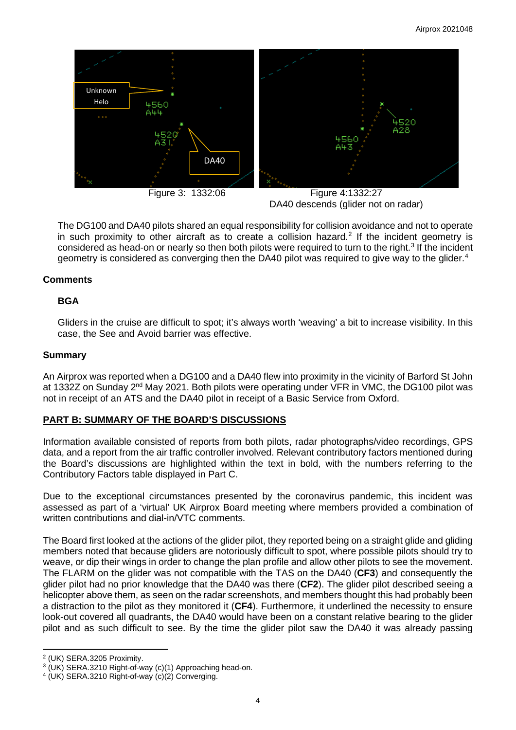Figure 3: 1332:06

Figure 4:1332:27
DA40 descends (glider not on radar)

The DG100 and DA40 pilots shared an equal responsibility for collision avoidance and not to operate in such proximity to other aircraft as to create a collision hazard.[2] If the incident geometry is considered as head-on or nearly so then both pilots were required to turn to the right.[3] If the incident geometry is considered as converging then the DA40 pilot was required to give way to the glider.[4]

### Comments

#### BGA

Gliders in the cruise are difficult to spot; it's always worth 'weaving' a bit to increase visibility. In this case, the See and Avoid barrier was effective.

### Summary

An Airprox was reported when a DG100 and a DA40 flew into proximity in the vicinity of Barford St John at 1332Z on Sunday 2nd May 2021. Both pilots were operating under VFR in VMC, the DG100 pilot was not in receipt of an ATS and the DA40 pilot in receipt of a Basic Service from Oxford.

## PART B: SUMMARY OF THE BOARD'S DISCUSSIONS

Information available consisted of reports from both pilots, radar photographs/video recordings, GPS data, and a report from the air traffic controller involved. Relevant contributory factors mentioned during the Board's discussions are highlighted within the text in bold, with the numbers referring to the Contributory Factors table displayed in Part C.

Due to the exceptional circumstances presented by the coronavirus pandemic, this incident was assessed as part of a 'virtual' UK Airprox Board meeting where members provided a combination of written contributions and dial-in/VTC comments.

The Board first looked at the actions of the glider pilot, they reported being on a straight glide and gliding members noted that because gliders are notoriously difficult to spot, where possible pilots should try to weave, or dip their wings in order to change the plan profile and allow other pilots to see the movement. The FLARM on the glider was not compatible with the TAS on the DA40 (**CF3**) and consequently the glider pilot had no prior knowledge that the DA40 was there (**CF2**). The glider pilot described seeing a helicopter above them, as seen on the radar screenshots, and members thought this had probably been a distraction to the pilot as they monitored it (**CF4**). Furthermore, it underlined the necessity to ensure look-out covered all quadrants, the DA40 would have been on a constant relative bearing to the glider pilot and as such difficult to see. By the time the glider pilot saw the DA40 it was already passing

---

[2] (UK) SERA.3205 Proximity.

[3] (UK) SERA.3210 Right-of-way (c)(1) Approaching head-on.

[4] (UK) SERA.3210 Right-of-way (c)(2) Converging.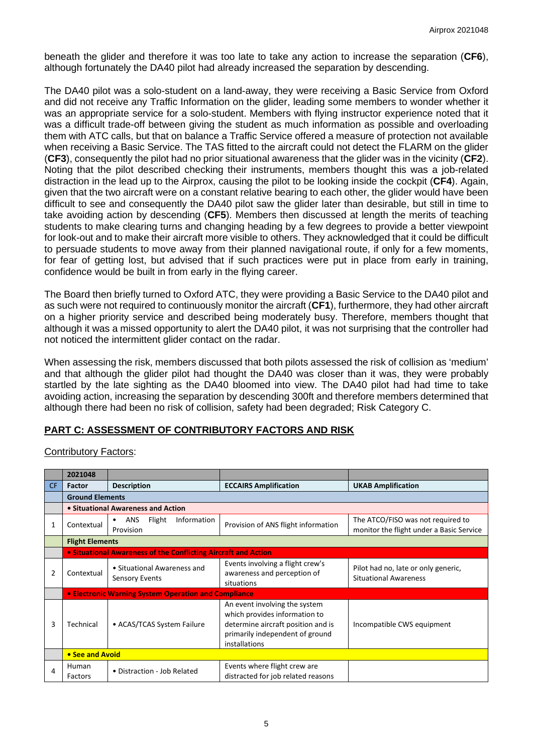beneath the glider and therefore it was too late to take any action to increase the separation (**CF6**), although fortunately the DA40 pilot had already increased the separation by descending.

The DA40 pilot was a solo-student on a land-away, they were receiving a Basic Service from Oxford and did not receive any Traffic Information on the glider, leading some members to wonder whether it was an appropriate service for a solo-student. Members with flying instructor experience noted that it was a difficult trade-off between giving the student as much information as possible and overloading them with ATC calls, but that on balance a Traffic Service offered a measure of protection not available when receiving a Basic Service. The TAS fitted to the aircraft could not detect the FLARM on the glider (**CF3**), consequently the pilot had no prior situational awareness that the glider was in the vicinity (**CF2**). Noting that the pilot described checking their instruments, members thought this was a job-related distraction in the lead up to the Airprox, causing the pilot to be looking inside the cockpit (**CF4**). Again, given that the two aircraft were on a constant relative bearing to each other, the glider would have been difficult to see and consequently the DA40 pilot saw the glider later than desirable, but still in time to take avoiding action by descending (**CF5**). Members then discussed at length the merits of teaching students to make clearing turns and changing heading by a few degrees to provide a better viewpoint for look-out and to make their aircraft more visible to others. They acknowledged that it could be difficult to persuade students to move away from their planned navigational route, if only for a few moments, for fear of getting lost, but advised that if such practices were put in place from early in training, confidence would be built in from early in the flying career.

The Board then briefly turned to Oxford ATC, they were providing a Basic Service to the DA40 pilot and as such were not required to continuously monitor the aircraft (**CF1**), furthermore, they had other aircraft on a higher priority service and described being moderately busy. Therefore, members thought that although it was a missed opportunity to alert the DA40 pilot, it was not surprising that the controller had not noticed the intermittent glider contact on the radar.

When assessing the risk, members discussed that both pilots assessed the risk of collision as 'medium' and that although the glider pilot had thought the DA40 was closer than it was, they were probably startled by the late sighting as the DA40 bloomed into view. The DA40 pilot had had time to take avoiding action, increasing the separation by descending 300ft and therefore members determined that although there had been no risk of collision, safety had been degraded; Risk Category C.

## PART C: ASSESSMENT OF CONTRIBUTORY FACTORS AND RISK

Contributory Factors:

| | 2021048 | | | |
|---|---|---|---|---|
| CF | Factor | Description | ECCAIRS Amplification | UKAB Amplification |
| | **Ground Elements** | | | |
| | **• Situational Awareness and Action** | | | |
| 1 | Contextual | • ANS Flight Information Provision | Provision of ANS flight information | The ATCO/FISO was not required to monitor the flight under a Basic Service |
| | **Flight Elements** | | | |
| | **• Situational Awareness of the Conflicting Aircraft and Action** | | | |
| 2 | Contextual | • Situational Awareness and Sensory Events | Events involving a flight crew's awareness and perception of situations | Pilot had no, late or only generic, Situational Awareness |
| | **• Electronic Warning System Operation and Compliance** | | | |
| 3 | Technical | • ACAS/TCAS System Failure | An event involving the system which provides information to determine aircraft position and is primarily independent of ground installations | Incompatible CWS equipment |
| | **• See and Avoid** | | | |
| 4 | Human Factors | • Distraction - Job Related | Events where flight crew are distracted for job related reasons | |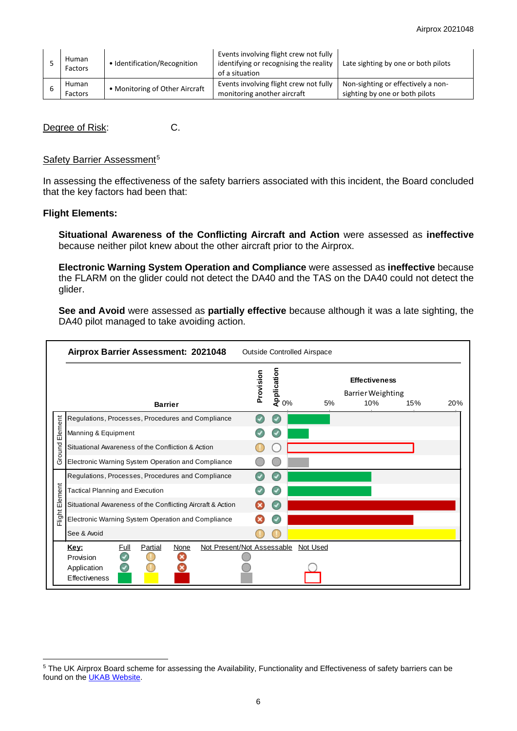| | | | | |
|---|---|---|---|---|
| 5 | Human Factors | • Identification/Recognition | Events involving flight crew not fully identifying or recognising the reality of a situation | Late sighting by one or both pilots |
| 6 | Human Factors | • Monitoring of Other Aircraft | Events involving flight crew not fully monitoring another aircraft | Non-sighting or effectively a non-sighting by one or both pilots |

Degree of Risk: C.

Safety Barrier Assessment[5]

In assessing the effectiveness of the safety barriers associated with this incident, the Board concluded that the key factors had been that:

**Flight Elements:**

**Situational Awareness of the Conflicting Aircraft and Action** were assessed as **ineffective** because neither pilot knew about the other aircraft prior to the Airprox.

**Electronic Warning System Operation and Compliance** were assessed as **ineffective** because the FLARM on the glider could not detect the DA40 and the TAS on the DA40 could not detect the glider.

**See and Avoid** were assessed as **partially effective** because although it was a late sighting, the DA40 pilot managed to take avoiding action.

**Airprox Barrier Assessment: 2021048** Outside Controlled Airspace

Barrier
Provision
Application
Effectiveness
Barrier Weighting
0% 5% 10% 15% 20%

Ground Element
Regulations, Processes, Procedures and Compliance
Manning & Equipment
Situational Awareness of the Confliction & Action
Electronic Warning System Operation and Compliance

Flight Element
Regulations, Processes, Procedures and Compliance
Tactical Planning and Execution
Situational Awareness of the Conflicting Aircraft & Action
Electronic Warning System Operation and Compliance
See & Avoid

Key: Full Partial None Not Present/Not Assessable Not Used
Provision
Application
Effectiveness

[5] The UK Airprox Board scheme for assessing the Availability, Functionality and Effectiveness of safety barriers can be found on the UKAB Website.